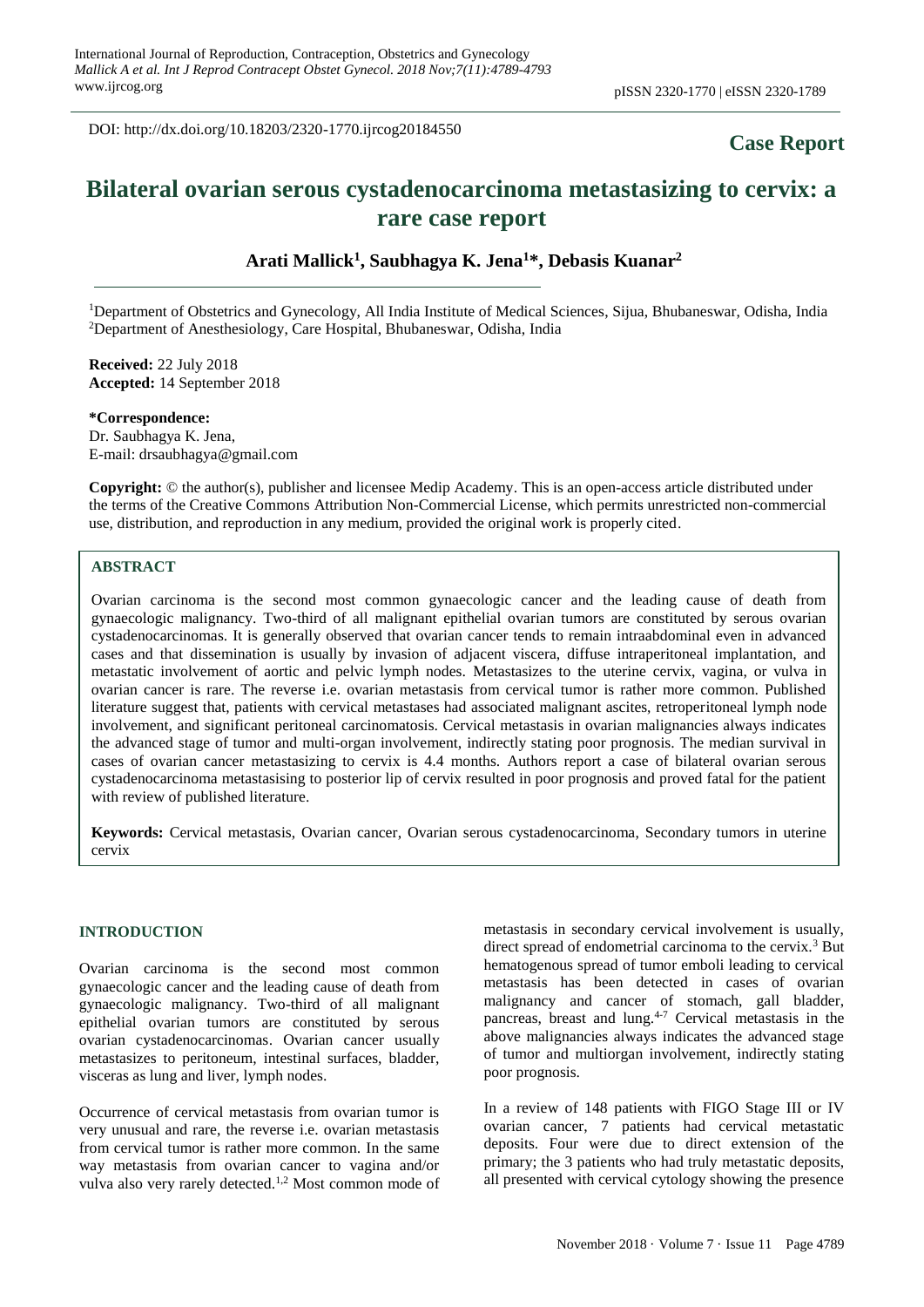DOI: http://dx.doi.org/10.18203/2320-1770.ijrcog20184550

**Case Report**

# Bilateral ovarian serous cystadenocarcinoma metastasizing to cervix: a rare case report

**Arati Mallick[1], Saubhagya K. Jena[1]*, Debasis Kuanar[2]**

[1]Department of Obstetrics and Gynecology, All India Institute of Medical Sciences, Sijua, Bhubaneswar, Odisha, India
[2]Department of Anesthesiology, Care Hospital, Bhubaneswar, Odisha, India

**Received:** 22 July 2018
**Accepted:** 14 September 2018

**\*Correspondence:**
Dr. Saubhagya K. Jena,
E-mail: drsaubhagya@gmail.com

**Copyright:** © the author(s), publisher and licensee Medip Academy. This is an open-access article distributed under the terms of the Creative Commons Attribution Non-Commercial License, which permits unrestricted non-commercial use, distribution, and reproduction in any medium, provided the original work is properly cited.

## ABSTRACT

Ovarian carcinoma is the second most common gynaecologic cancer and the leading cause of death from gynaecologic malignancy. Two-third of all malignant epithelial ovarian tumors are constituted by serous ovarian cystadenocarcinomas. It is generally observed that ovarian cancer tends to remain intraabdominal even in advanced cases and that dissemination is usually by invasion of adjacent viscera, diffuse intraperitoneal implantation, and metastatic involvement of aortic and pelvic lymph nodes. Metastasizes to the uterine cervix, vagina, or vulva in ovarian cancer is rare. The reverse i.e. ovarian metastasis from cervical tumor is rather more common. Published literature suggest that, patients with cervical metastases had associated malignant ascites, retroperitoneal lymph node involvement, and significant peritoneal carcinomatosis. Cervical metastasis in ovarian malignancies always indicates the advanced stage of tumor and multi-organ involvement, indirectly stating poor prognosis. The median survival in cases of ovarian cancer metastasizing to cervix is 4.4 months. Authors report a case of bilateral ovarian serous cystadenocarcinoma metastasising to posterior lip of cervix resulted in poor prognosis and proved fatal for the patient with review of published literature.

**Keywords:** Cervical metastasis, Ovarian cancer, Ovarian serous cystadenocarcinoma, Secondary tumors in uterine cervix

## INTRODUCTION

Ovarian carcinoma is the second most common gynaecologic cancer and the leading cause of death from gynaecologic malignancy. Two-third of all malignant epithelial ovarian tumors are constituted by serous ovarian cystadenocarcinomas. Ovarian cancer usually metastasizes to peritoneum, intestinal surfaces, bladder, visceras as lung and liver, lymph nodes.

Occurrence of cervical metastasis from ovarian tumor is very unusual and rare, the reverse i.e. ovarian metastasis from cervical tumor is rather more common. In the same way metastasis from ovarian cancer to vagina and/or vulva also very rarely detected.[1,2] Most common mode of metastasis in secondary cervical involvement is usually, direct spread of endometrial carcinoma to the cervix.[3] But hematogenous spread of tumor emboli leading to cervical metastasis has been detected in cases of ovarian malignancy and cancer of stomach, gall bladder, pancreas, breast and lung.[4-7] Cervical metastasis in the above malignancies always indicates the advanced stage of tumor and multiorgan involvement, indirectly stating poor prognosis.

In a review of 148 patients with FIGO Stage III or IV ovarian cancer, 7 patients had cervical metastatic deposits. Four were due to direct extension of the primary; the 3 patients who had truly metastatic deposits, all presented with cervical cytology showing the presence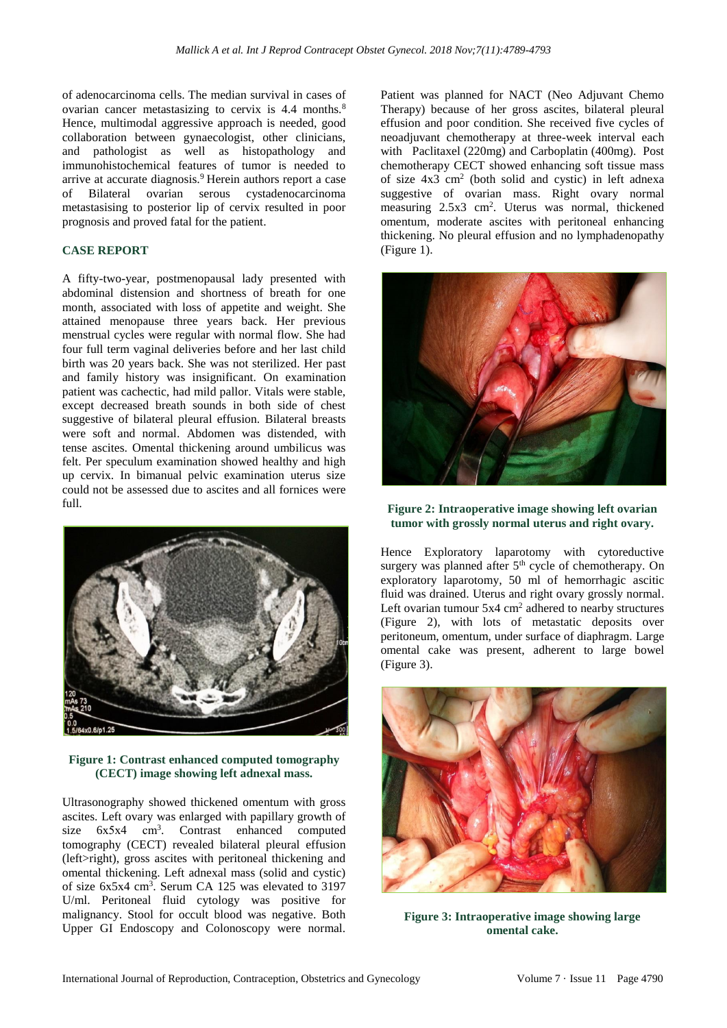of adenocarcinoma cells. The median survival in cases of ovarian cancer metastasizing to cervix is 4.4 months.[8] Hence, multimodal aggressive approach is needed, good collaboration between gynaecologist, other clinicians, and pathologist as well as histopathology and immunohistochemical features of tumor is needed to arrive at accurate diagnosis.[9] Herein authors report a case of Bilateral ovarian serous cystadenocarcinoma metastasising to posterior lip of cervix resulted in poor prognosis and proved fatal for the patient.

## CASE REPORT

A fifty-two-year, postmenopausal lady presented with abdominal distension and shortness of breath for one month, associated with loss of appetite and weight. She attained menopause three years back. Her previous menstrual cycles were regular with normal flow. She had four full term vaginal deliveries before and her last child birth was 20 years back. She was not sterilized. Her past and family history was insignificant. On examination patient was cachectic, had mild pallor. Vitals were stable, except decreased breath sounds in both side of chest suggestive of bilateral pleural effusion. Bilateral breasts were soft and normal. Abdomen was distended, with tense ascites. Omental thickening around umbilicus was felt. Per speculum examination showed healthy and high up cervix. In bimanual pelvic examination uterus size could not be assessed due to ascites and all fornices were full.

**Figure 1: Contrast enhanced computed tomography (CECT) image showing left adnexal mass.**

Ultrasonography showed thickened omentum with gross ascites. Left ovary was enlarged with papillary growth of size 6x5x4 $cm^3$. Contrast enhanced computed tomography (CECT) revealed bilateral pleural effusion (left>right), gross ascites with peritoneal thickening and omental thickening. Left adnexal mass (solid and cystic) of size 6x5x4 $cm^3$. Serum CA 125 was elevated to 3197 U/ml. Peritoneal fluid cytology was positive for malignancy. Stool for occult blood was negative. Both Upper GI Endoscopy and Colonoscopy were normal. Patient was planned for NACT (Neo Adjuvant Chemo Therapy) because of her gross ascites, bilateral pleural effusion and poor condition. She received five cycles of neoadjuvant chemotherapy at three-week interval each with Paclitaxel (220mg) and Carboplatin (400mg). Post chemotherapy CECT showed enhancing soft tissue mass of size 4x3 $cm^2$ (both solid and cystic) in left adnexa suggestive of ovarian mass. Right ovary normal measuring 2.5x3 $cm^2$. Uterus was normal, thickened omentum, moderate ascites with peritoneal enhancing thickening. No pleural effusion and no lymphadenopathy (Figure 1).

**Figure 2: Intraoperative image showing left ovarian tumor with grossly normal uterus and right ovary.**

Hence Exploratory laparotomy with cytoreductive surgery was planned after 5th cycle of chemotherapy. On exploratory laparotomy, 50 ml of hemorrhagic ascitic fluid was drained. Uterus and right ovary grossly normal. Left ovarian tumour 5x4 $cm^2$ adhered to nearby structures (Figure 2), with lots of metastatic deposits over peritoneum, omentum, under surface of diaphragm. Large omental cake was present, adherent to large bowel (Figure 3).

**Figure 3: Intraoperative image showing large omental cake.**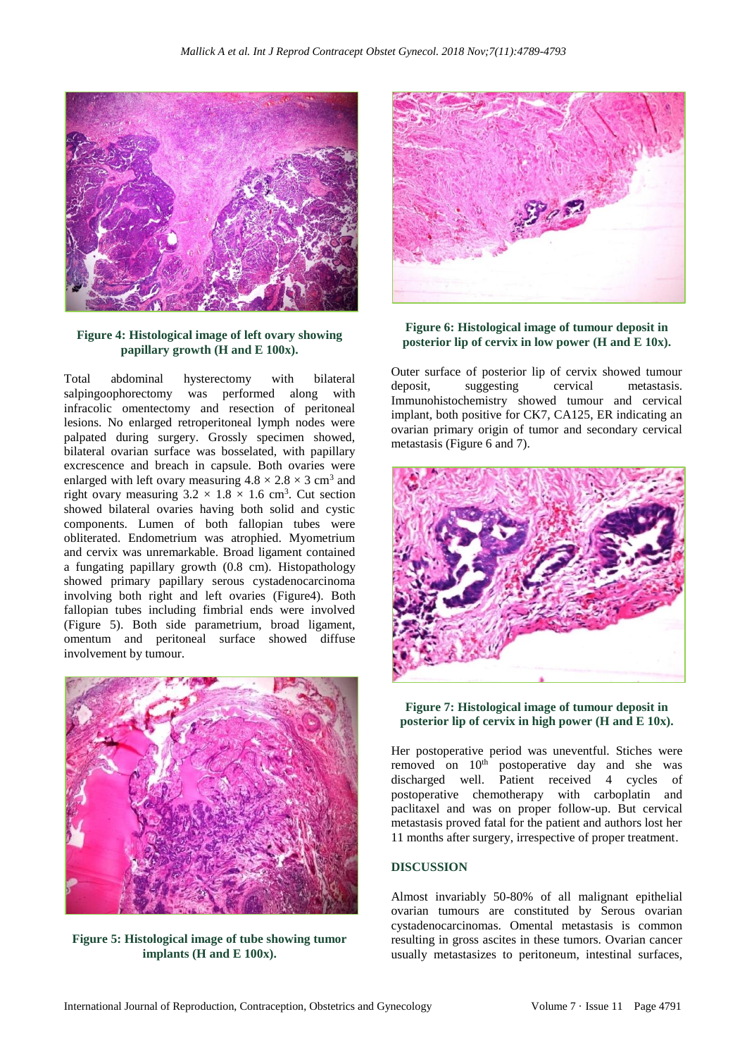Figure 4: Histological image of left ovary showing papillary growth (H and E 100x).

Total abdominal hysterectomy with bilateral salpingoophorectomy was performed along with infracolic omentectomy and resection of peritoneal lesions. No enlarged retroperitoneal lymph nodes were palpated during surgery. Grossly specimen showed, bilateral ovarian surface was bosselated, with papillary excrescence and breach in capsule. Both ovaries were enlarged with left ovary measuring $4.8 \times 2.8 \times 3$ cm$^3$ and right ovary measuring $3.2 \times 1.8 \times 1.6$ cm$^3$. Cut section showed bilateral ovaries having both solid and cystic components. Lumen of both fallopian tubes were obliterated. Endometrium was atrophied. Myometrium and cervix was unremarkable. Broad ligament contained a fungating papillary growth (0.8 cm). Histopathology showed primary papillary serous cystadenocarcinoma involving both right and left ovaries (Figure4). Both fallopian tubes including fimbrial ends were involved (Figure 5). Both side parametrium, broad ligament, omentum and peritoneal surface showed diffuse involvement by tumour.

Figure 5: Histological image of tube showing tumor implants (H and E 100x).

Figure 6: Histological image of tumour deposit in posterior lip of cervix in low power (H and E 10x).

Outer surface of posterior lip of cervix showed tumour deposit, suggesting cervical metastasis. Immunohistochemistry showed tumour and cervical implant, both positive for CK7, CA125, ER indicating an ovarian primary origin of tumor and secondary cervical metastasis (Figure 6 and 7).

Figure 7: Histological image of tumour deposit in posterior lip of cervix in high power (H and E 10x).

Her postoperative period was uneventful. Stiches were removed on 10th postoperative day and she was discharged well. Patient received 4 cycles of postoperative chemotherapy with carboplatin and paclitaxel and was on proper follow-up. But cervical metastasis proved fatal for the patient and authors lost her 11 months after surgery, irrespective of proper treatment.

## DISCUSSION

Almost invariably 50-80% of all malignant epithelial ovarian tumours are constituted by Serous ovarian cystadenocarcinomas. Omental metastasis is common resulting in gross ascites in these tumors. Ovarian cancer usually metastasizes to peritoneum, intestinal surfaces,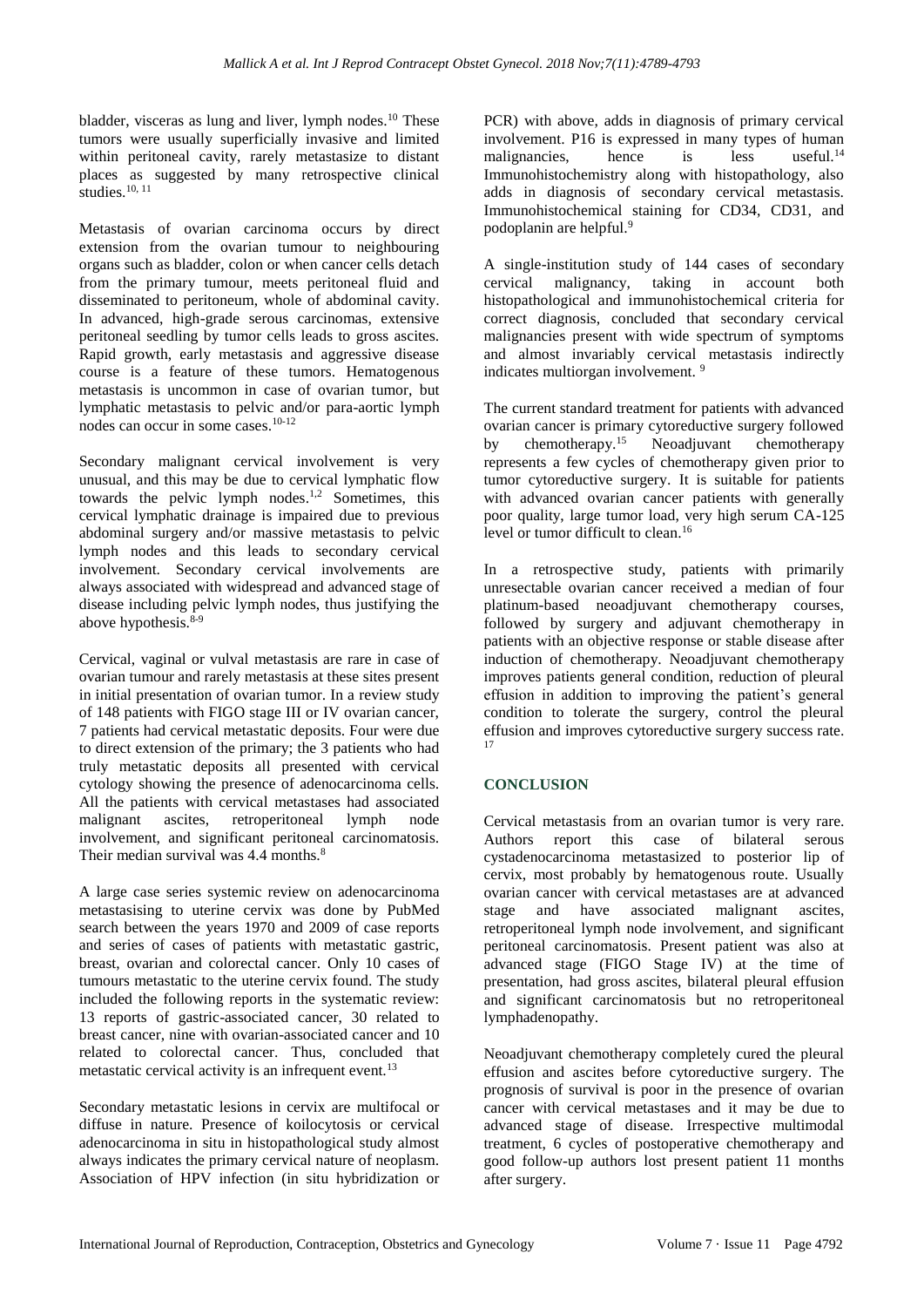bladder, visceras as lung and liver, lymph nodes.[10] These tumors were usually superficially invasive and limited within peritoneal cavity, rarely metastasize to distant places as suggested by many retrospective clinical studies.[10, 11]

Metastasis of ovarian carcinoma occurs by direct extension from the ovarian tumour to neighbouring organs such as bladder, colon or when cancer cells detach from the primary tumour, meets peritoneal fluid and disseminated to peritoneum, whole of abdominal cavity. In advanced, high-grade serous carcinomas, extensive peritoneal seedling by tumor cells leads to gross ascites. Rapid growth, early metastasis and aggressive disease course is a feature of these tumors. Hematogenous metastasis is uncommon in case of ovarian tumor, but lymphatic metastasis to pelvic and/or para-aortic lymph nodes can occur in some cases.[10-12]

Secondary malignant cervical involvement is very unusual, and this may be due to cervical lymphatic flow towards the pelvic lymph nodes.[1,2] Sometimes, this cervical lymphatic drainage is impaired due to previous abdominal surgery and/or massive metastasis to pelvic lymph nodes and this leads to secondary cervical involvement. Secondary cervical involvements are always associated with widespread and advanced stage of disease including pelvic lymph nodes, thus justifying the above hypothesis.[8-9]

Cervical, vaginal or vulval metastasis are rare in case of ovarian tumour and rarely metastasis at these sites present in initial presentation of ovarian tumor. In a review study of 148 patients with FIGO stage III or IV ovarian cancer, 7 patients had cervical metastatic deposits. Four were due to direct extension of the primary; the 3 patients who had truly metastatic deposits all presented with cervical cytology showing the presence of adenocarcinoma cells. All the patients with cervical metastases had associated malignant ascites, retroperitoneal lymph node involvement, and significant peritoneal carcinomatosis. Their median survival was 4.4 months.[8]

A large case series systemic review on adenocarcinoma metastasising to uterine cervix was done by PubMed search between the years 1970 and 2009 of case reports and series of cases of patients with metastatic gastric, breast, ovarian and colorectal cancer. Only 10 cases of tumours metastatic to the uterine cervix found. The study included the following reports in the systematic review: 13 reports of gastric-associated cancer, 30 related to breast cancer, nine with ovarian-associated cancer and 10 related to colorectal cancer. Thus, concluded that metastatic cervical activity is an infrequent event.[13]

Secondary metastatic lesions in cervix are multifocal or diffuse in nature. Presence of koilocytosis or cervical adenocarcinoma in situ in histopathological study almost always indicates the primary cervical nature of neoplasm. Association of HPV infection (in situ hybridization or PCR) with above, adds in diagnosis of primary cervical involvement. P16 is expressed in many types of human malignancies, hence is less useful.[14] Immunohistochemistry along with histopathology, also adds in diagnosis of secondary cervical metastasis. Immunohistochemical staining for CD34, CD31, and podoplanin are helpful.[9]

A single-institution study of 144 cases of secondary cervical malignancy, taking in account both histopathological and immunohistochemical criteria for correct diagnosis, concluded that secondary cervical malignancies present with wide spectrum of symptoms and almost invariably cervical metastasis indirectly indicates multiorgan involvement. [9]

The current standard treatment for patients with advanced ovarian cancer is primary cytoreductive surgery followed by chemotherapy.[15] Neoadjuvant chemotherapy represents a few cycles of chemotherapy given prior to tumor cytoreductive surgery. It is suitable for patients with advanced ovarian cancer patients with generally poor quality, large tumor load, very high serum CA-125 level or tumor difficult to clean.[16]

In a retrospective study, patients with primarily unresectable ovarian cancer received a median of four platinum-based neoadjuvant chemotherapy courses, followed by surgery and adjuvant chemotherapy in patients with an objective response or stable disease after induction of chemotherapy. Neoadjuvant chemotherapy improves patients general condition, reduction of pleural effusion in addition to improving the patient's general condition to tolerate the surgery, control the pleural effusion and improves cytoreductive surgery success rate. [17]

## CONCLUSION

Cervical metastasis from an ovarian tumor is very rare. Authors report this case of bilateral serous cystadenocarcinoma metastasized to posterior lip of cervix, most probably by hematogenous route. Usually ovarian cancer with cervical metastases are at advanced stage and have associated malignant ascites, retroperitoneal lymph node involvement, and significant peritoneal carcinomatosis. Present patient was also at advanced stage (FIGO Stage IV) at the time of presentation, had gross ascites, bilateral pleural effusion and significant carcinomatosis but no retroperitoneal lymphadenopathy.

Neoadjuvant chemotherapy completely cured the pleural effusion and ascites before cytoreductive surgery. The prognosis of survival is poor in the presence of ovarian cancer with cervical metastases and it may be due to advanced stage of disease. Irrespective multimodal treatment, 6 cycles of postoperative chemotherapy and good follow-up authors lost present patient 11 months after surgery.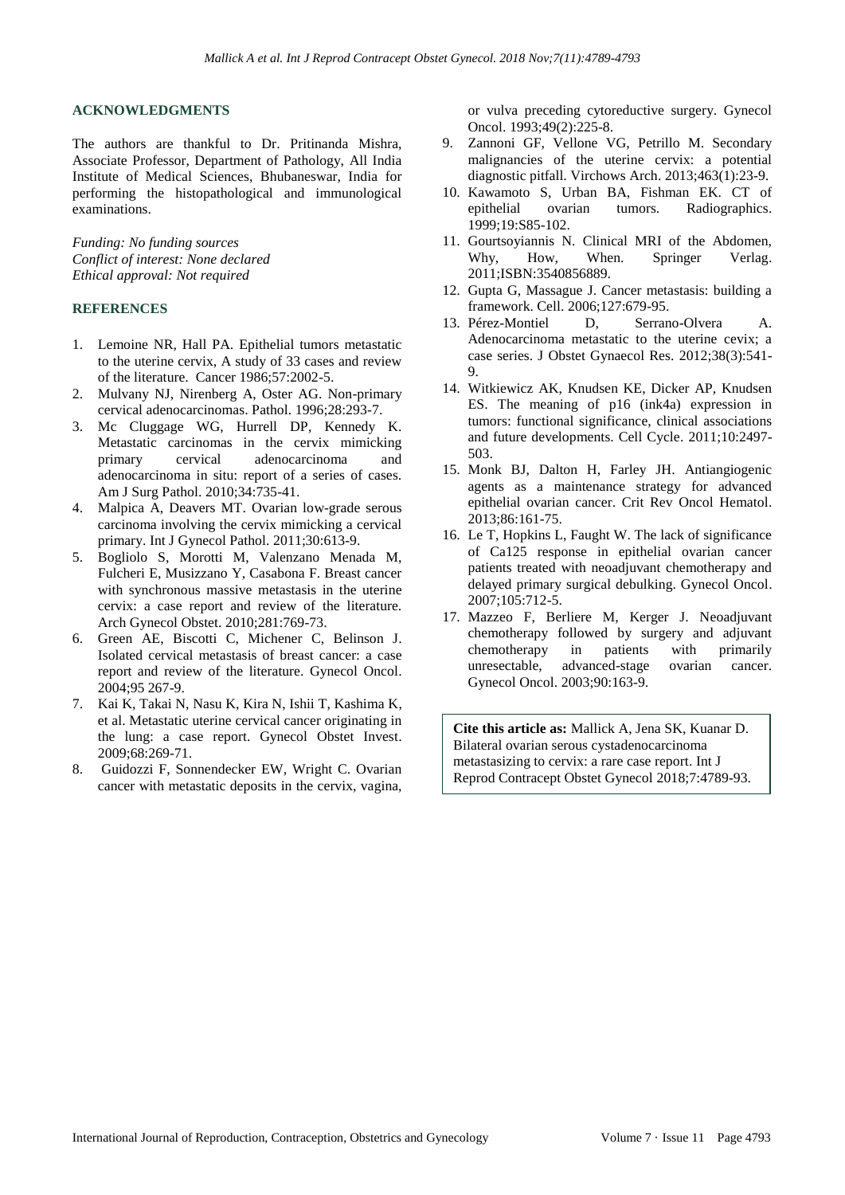## ACKNOWLEDGMENTS

The authors are thankful to Dr. Pritinanda Mishra, Associate Professor, Department of Pathology, All India Institute of Medical Sciences, Bhubaneswar, India for performing the histopathological and immunological examinations.

*Funding: No funding sources*
*Conflict of interest: None declared*
*Ethical approval: Not required*

## REFERENCES

1. Lemoine NR, Hall PA. Epithelial tumors metastatic to the uterine cervix, A study of 33 cases and review of the literature. Cancer 1986;57:2002-5.
2. Mulvany NJ, Nirenberg A, Oster AG. Non-primary cervical adenocarcinomas. Pathol. 1996;28:293-7.
3. Mc Cluggage WG, Hurrell DP, Kennedy K. Metastatic carcinomas in the cervix mimicking primary cervical adenocarcinoma and adenocarcinoma in situ: report of a series of cases. Am J Surg Pathol. 2010;34:735-41.
4. Malpica A, Deavers MT. Ovarian low-grade serous carcinoma involving the cervix mimicking a cervical primary. Int J Gynecol Pathol. 2011;30:613-9.
5. Bogliolo S, Morotti M, Valenzano Menada M, Fulcheri E, Musizzano Y, Casabona F. Breast cancer with synchronous massive metastasis in the uterine cervix: a case report and review of the literature. Arch Gynecol Obstet. 2010;281:769-73.
6. Green AE, Biscotti C, Michener C, Belinson J. Isolated cervical metastasis of breast cancer: a case report and review of the literature. Gynecol Oncol. 2004;95 267-9.
7. Kai K, Takai N, Nasu K, Kira N, Ishii T, Kashima K, et al. Metastatic uterine cervical cancer originating in the lung: a case report. Gynecol Obstet Invest. 2009;68:269-71.
8. Guidozzi F, Sonnendecker EW, Wright C. Ovarian cancer with metastatic deposits in the cervix, vagina, or vulva preceding cytoreductive surgery. Gynecol Oncol. 1993;49(2):225-8.
9. Zannoni GF, Vellone VG, Petrillo M. Secondary malignancies of the uterine cervix: a potential diagnostic pitfall. Virchows Arch. 2013;463(1):23-9.
10. Kawamoto S, Urban BA, Fishman EK. CT of epithelial ovarian tumors. Radiographics. 1999;19:S85-102.
11. Gourtsoyiannis N. Clinical MRI of the Abdomen, Why, How, When. Springer Verlag. 2011;ISBN:3540856889.
12. Gupta G, Massague J. Cancer metastasis: building a framework. Cell. 2006;127:679-95.
13. Pérez-Montiel D, Serrano-Olvera A. Adenocarcinoma metastatic to the uterine cevix; a case series. J Obstet Gynaecol Res. 2012;38(3):541-9.
14. Witkiewicz AK, Knudsen KE, Dicker AP, Knudsen ES. The meaning of p16 (ink4a) expression in tumors: functional significance, clinical associations and future developments. Cell Cycle. 2011;10:2497-503.
15. Monk BJ, Dalton H, Farley JH. Antiangiogenic agents as a maintenance strategy for advanced epithelial ovarian cancer. Crit Rev Oncol Hematol. 2013;86:161-75.
16. Le T, Hopkins L, Faught W. The lack of significance of Ca125 response in epithelial ovarian cancer patients treated with neoadjuvant chemotherapy and delayed primary surgical debulking. Gynecol Oncol. 2007;105:712-5.
17. Mazzeo F, Berliere M, Kerger J. Neoadjuvant chemotherapy followed by surgery and adjuvant chemotherapy in patients with primarily unresectable, advanced-stage ovarian cancer. Gynecol Oncol. 2003;90:163-9.

**Cite this article as:** Mallick A, Jena SK, Kuanar D. Bilateral ovarian serous cystadenocarcinoma metastasizing to cervix: a rare case report. Int J Reprod Contracept Obstet Gynecol 2018;7:4789-93.